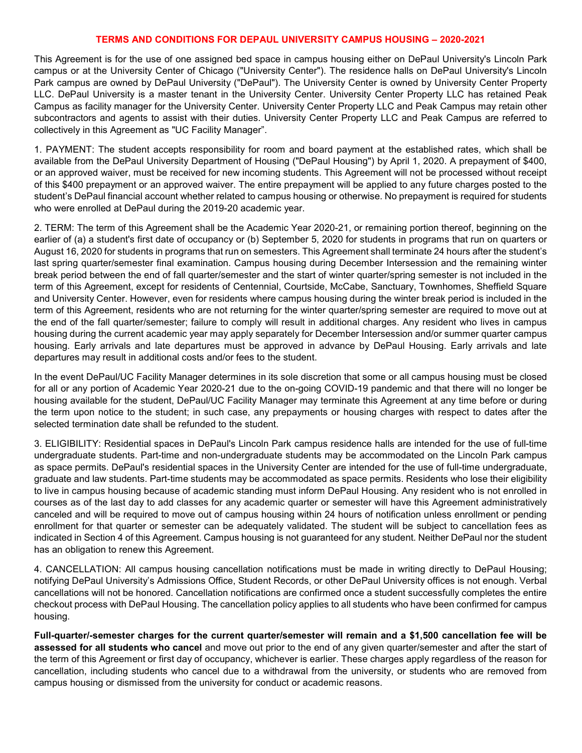# TERMS AND CONDITIONS FOR DEPAUL UNIVERSITY CAMPUS HOUSING – 2020-2021

This Agreement is for the use of one assigned bed space in campus housing either on DePaul University's Lincoln Park campus or at the University Center of Chicago ("University Center"). The residence halls on DePaul University's Lincoln Park campus are owned by DePaul University ("DePaul"). The University Center is owned by University Center Property LLC. DePaul University is a master tenant in the University Center. University Center Property LLC has retained Peak Campus as facility manager for the University Center. University Center Property LLC and Peak Campus may retain other subcontractors and agents to assist with their duties. University Center Property LLC and Peak Campus are referred to collectively in this Agreement as "UC Facility Manager".

1. PAYMENT: The student accepts responsibility for room and board payment at the established rates, which shall be available from the DePaul University Department of Housing ("DePaul Housing") by April 1, 2020. A prepayment of $400, or an approved waiver, must be received for new incoming students. This Agreement will not be processed without receipt of this $400 prepayment or an approved waiver. The entire prepayment will be applied to any future charges posted to the student's DePaul financial account whether related to campus housing or otherwise. No prepayment is required for students who were enrolled at DePaul during the 2019-20 academic year.

2. TERM: The term of this Agreement shall be the Academic Year 2020-21, or remaining portion thereof, beginning on the earlier of (a) a student's first date of occupancy or (b) September 5, 2020 for students in programs that run on quarters or August 16, 2020 for students in programs that run on semesters. This Agreement shall terminate 24 hours after the student's last spring quarter/semester final examination. Campus housing during December Intersession and the remaining winter break period between the end of fall quarter/semester and the start of winter quarter/spring semester is not included in the term of this Agreement, except for residents of Centennial, Courtside, McCabe, Sanctuary, Townhomes, Sheffield Square and University Center. However, even for residents where campus housing during the winter break period is included in the term of this Agreement, residents who are not returning for the winter quarter/spring semester are required to move out at the end of the fall quarter/semester; failure to comply will result in additional charges. Any resident who lives in campus housing during the current academic year may apply separately for December Intersession and/or summer quarter campus housing. Early arrivals and late departures must be approved in advance by DePaul Housing. Early arrivals and late departures may result in additional costs and/or fees to the student.

In the event DePaul/UC Facility Manager determines in its sole discretion that some or all campus housing must be closed for all or any portion of Academic Year 2020-21 due to the on-going COVID-19 pandemic and that there will no longer be housing available for the student, DePaul/UC Facility Manager may terminate this Agreement at any time before or during the term upon notice to the student; in such case, any prepayments or housing charges with respect to dates after the selected termination date shall be refunded to the student.

3. ELIGIBILITY: Residential spaces in DePaul's Lincoln Park campus residence halls are intended for the use of full-time undergraduate students. Part-time and non-undergraduate students may be accommodated on the Lincoln Park campus as space permits. DePaul's residential spaces in the University Center are intended for the use of full-time undergraduate, graduate and law students. Part-time students may be accommodated as space permits. Residents who lose their eligibility to live in campus housing because of academic standing must inform DePaul Housing. Any resident who is not enrolled in courses as of the last day to add classes for any academic quarter or semester will have this Agreement administratively canceled and will be required to move out of campus housing within 24 hours of notification unless enrollment or pending enrollment for that quarter or semester can be adequately validated. The student will be subject to cancellation fees as indicated in Section 4 of this Agreement. Campus housing is not guaranteed for any student. Neither DePaul nor the student has an obligation to renew this Agreement.

4. CANCELLATION: All campus housing cancellation notifications must be made in writing directly to DePaul Housing; notifying DePaul University's Admissions Office, Student Records, or other DePaul University offices is not enough. Verbal cancellations will not be honored. Cancellation notifications are confirmed once a student successfully completes the entire checkout process with DePaul Housing. The cancellation policy applies to all students who have been confirmed for campus housing.

**Full-quarter/-semester charges for the current quarter/semester will remain and a $1,500 cancellation fee will be assessed for all students who cancel** and move out prior to the end of any given quarter/semester and after the start of the term of this Agreement or first day of occupancy, whichever is earlier. These charges apply regardless of the reason for cancellation, including students who cancel due to a withdrawal from the university, or students who are removed from campus housing or dismissed from the university for conduct or academic reasons.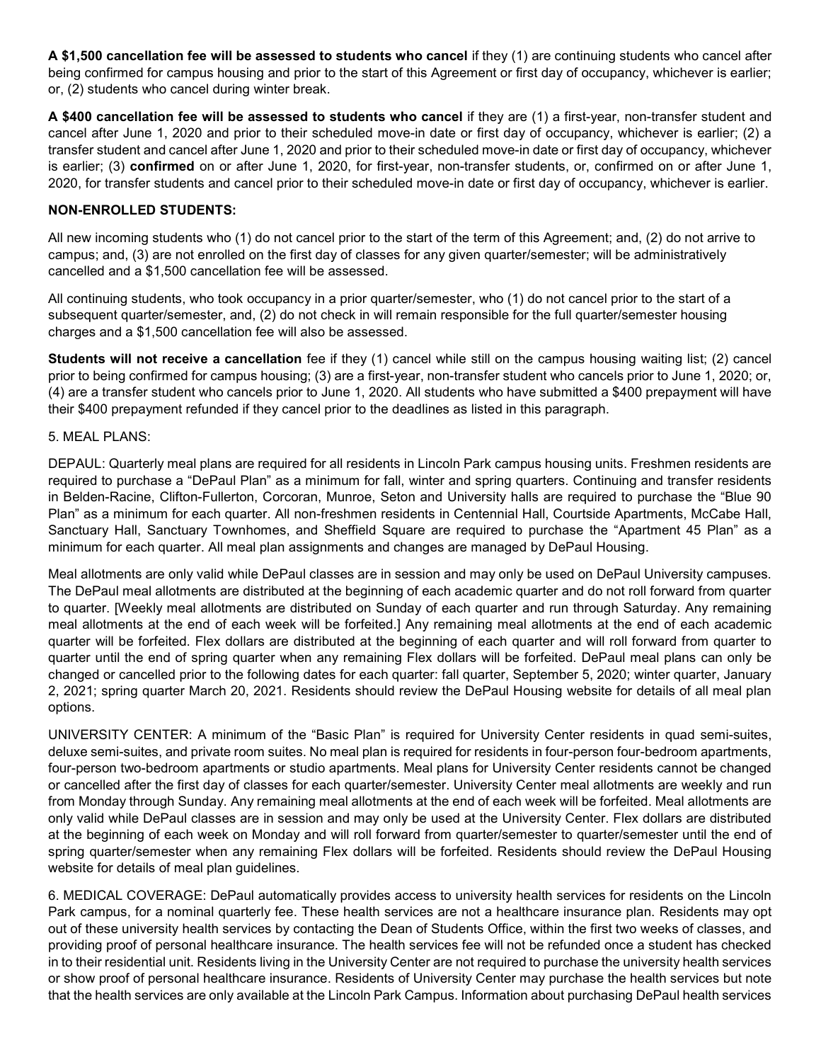**A $1,500 cancellation fee will be assessed to students who cancel** if they (1) are continuing students who cancel after being confirmed for campus housing and prior to the start of this Agreement or first day of occupancy, whichever is earlier; or, (2) students who cancel during winter break.

**A $400 cancellation fee will be assessed to students who cancel** if they are (1) a first-year, non-transfer student and cancel after June 1, 2020 and prior to their scheduled move-in date or first day of occupancy, whichever is earlier; (2) a transfer student and cancel after June 1, 2020 and prior to their scheduled move-in date or first day of occupancy, whichever is earlier; (3) **confirmed** on or after June 1, 2020, for first-year, non-transfer students, or, confirmed on or after June 1, 2020, for transfer students and cancel prior to their scheduled move-in date or first day of occupancy, whichever is earlier.

**NON-ENROLLED STUDENTS:**

All new incoming students who (1) do not cancel prior to the start of the term of this Agreement; and, (2) do not arrive to campus; and, (3) are not enrolled on the first day of classes for any given quarter/semester; will be administratively cancelled and a $1,500 cancellation fee will be assessed.

All continuing students, who took occupancy in a prior quarter/semester, who (1) do not cancel prior to the start of a subsequent quarter/semester, and, (2) do not check in will remain responsible for the full quarter/semester housing charges and a $1,500 cancellation fee will also be assessed.

**Students will not receive a cancellation** fee if they (1) cancel while still on the campus housing waiting list; (2) cancel prior to being confirmed for campus housing; (3) are a first-year, non-transfer student who cancels prior to June 1, 2020; or, (4) are a transfer student who cancels prior to June 1, 2020. All students who have submitted a $400 prepayment will have their $400 prepayment refunded if they cancel prior to the deadlines as listed in this paragraph.

5. MEAL PLANS:

DEPAUL: Quarterly meal plans are required for all residents in Lincoln Park campus housing units. Freshmen residents are required to purchase a "DePaul Plan" as a minimum for fall, winter and spring quarters. Continuing and transfer residents in Belden-Racine, Clifton-Fullerton, Corcoran, Munroe, Seton and University halls are required to purchase the "Blue 90 Plan" as a minimum for each quarter. All non-freshmen residents in Centennial Hall, Courtside Apartments, McCabe Hall, Sanctuary Hall, Sanctuary Townhomes, and Sheffield Square are required to purchase the "Apartment 45 Plan" as a minimum for each quarter. All meal plan assignments and changes are managed by DePaul Housing.

Meal allotments are only valid while DePaul classes are in session and may only be used on DePaul University campuses. The DePaul meal allotments are distributed at the beginning of each academic quarter and do not roll forward from quarter to quarter. [Weekly meal allotments are distributed on Sunday of each quarter and run through Saturday. Any remaining meal allotments at the end of each week will be forfeited.] Any remaining meal allotments at the end of each academic quarter will be forfeited. Flex dollars are distributed at the beginning of each quarter and will roll forward from quarter to quarter until the end of spring quarter when any remaining Flex dollars will be forfeited. DePaul meal plans can only be changed or cancelled prior to the following dates for each quarter: fall quarter, September 5, 2020; winter quarter, January 2, 2021; spring quarter March 20, 2021. Residents should review the DePaul Housing website for details of all meal plan options.

UNIVERSITY CENTER: A minimum of the "Basic Plan" is required for University Center residents in quad semi-suites, deluxe semi-suites, and private room suites. No meal plan is required for residents in four-person four-bedroom apartments, four-person two-bedroom apartments or studio apartments. Meal plans for University Center residents cannot be changed or cancelled after the first day of classes for each quarter/semester. University Center meal allotments are weekly and run from Monday through Sunday. Any remaining meal allotments at the end of each week will be forfeited. Meal allotments are only valid while DePaul classes are in session and may only be used at the University Center. Flex dollars are distributed at the beginning of each week on Monday and will roll forward from quarter/semester to quarter/semester until the end of spring quarter/semester when any remaining Flex dollars will be forfeited. Residents should review the DePaul Housing website for details of meal plan guidelines.

6. MEDICAL COVERAGE: DePaul automatically provides access to university health services for residents on the Lincoln Park campus, for a nominal quarterly fee. These health services are not a healthcare insurance plan. Residents may opt out of these university health services by contacting the Dean of Students Office, within the first two weeks of classes, and providing proof of personal healthcare insurance. The health services fee will not be refunded once a student has checked in to their residential unit. Residents living in the University Center are not required to purchase the university health services or show proof of personal healthcare insurance. Residents of University Center may purchase the health services but note that the health services are only available at the Lincoln Park Campus. Information about purchasing DePaul health services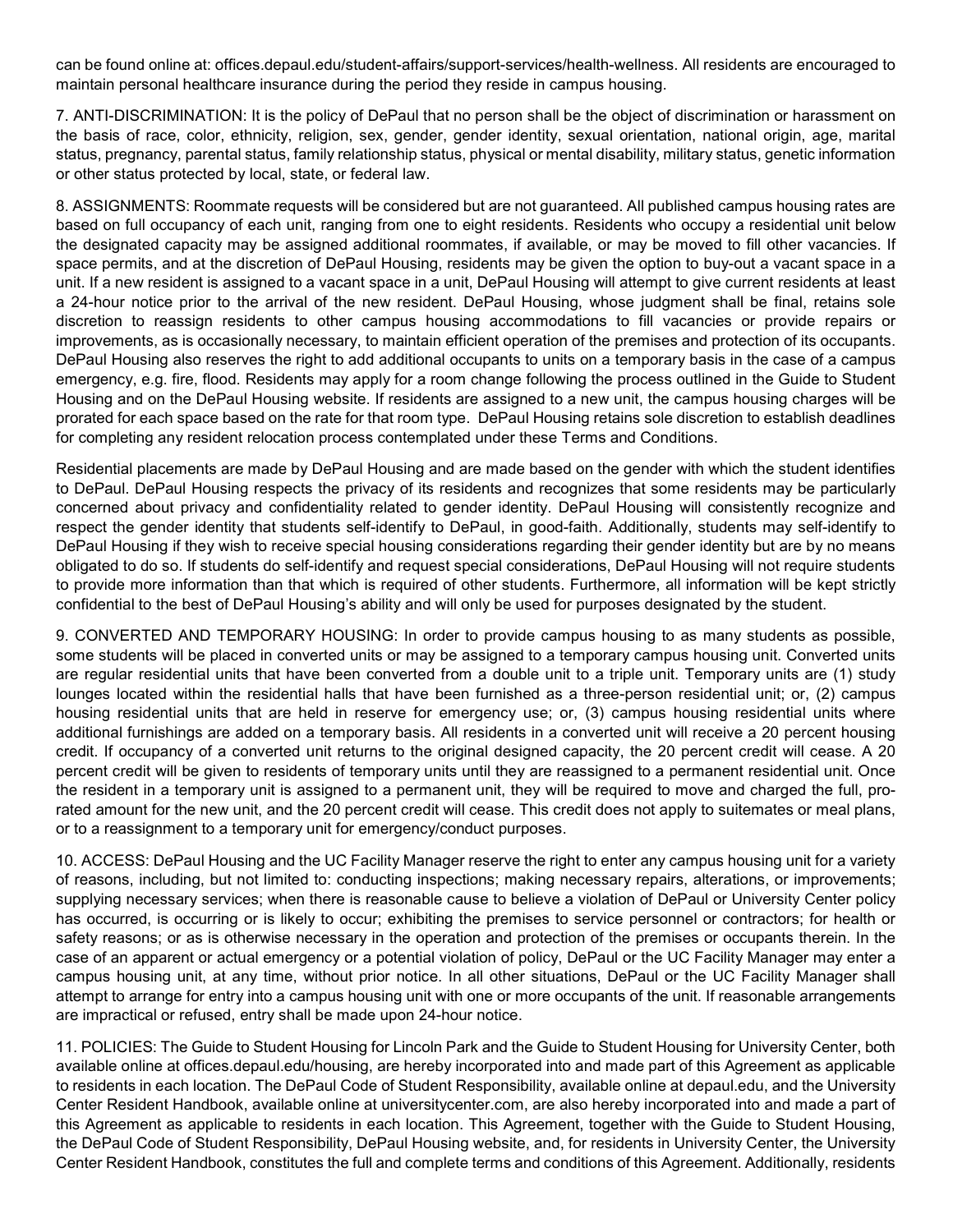can be found online at: offices.depaul.edu/student-affairs/support-services/health-wellness. All residents are encouraged to maintain personal healthcare insurance during the period they reside in campus housing.

7. ANTI-DISCRIMINATION: It is the policy of DePaul that no person shall be the object of discrimination or harassment on the basis of race, color, ethnicity, religion, sex, gender, gender identity, sexual orientation, national origin, age, marital status, pregnancy, parental status, family relationship status, physical or mental disability, military status, genetic information or other status protected by local, state, or federal law.

8. ASSIGNMENTS: Roommate requests will be considered but are not guaranteed. All published campus housing rates are based on full occupancy of each unit, ranging from one to eight residents. Residents who occupy a residential unit below the designated capacity may be assigned additional roommates, if available, or may be moved to fill other vacancies. If space permits, and at the discretion of DePaul Housing, residents may be given the option to buy-out a vacant space in a unit. If a new resident is assigned to a vacant space in a unit, DePaul Housing will attempt to give current residents at least a 24-hour notice prior to the arrival of the new resident. DePaul Housing, whose judgment shall be final, retains sole discretion to reassign residents to other campus housing accommodations to fill vacancies or provide repairs or improvements, as is occasionally necessary, to maintain efficient operation of the premises and protection of its occupants. DePaul Housing also reserves the right to add additional occupants to units on a temporary basis in the case of a campus emergency, e.g. fire, flood. Residents may apply for a room change following the process outlined in the Guide to Student Housing and on the DePaul Housing website. If residents are assigned to a new unit, the campus housing charges will be prorated for each space based on the rate for that room type. DePaul Housing retains sole discretion to establish deadlines for completing any resident relocation process contemplated under these Terms and Conditions.

Residential placements are made by DePaul Housing and are made based on the gender with which the student identifies to DePaul. DePaul Housing respects the privacy of its residents and recognizes that some residents may be particularly concerned about privacy and confidentiality related to gender identity. DePaul Housing will consistently recognize and respect the gender identity that students self-identify to DePaul, in good-faith. Additionally, students may self-identify to DePaul Housing if they wish to receive special housing considerations regarding their gender identity but are by no means obligated to do so. If students do self-identify and request special considerations, DePaul Housing will not require students to provide more information than that which is required of other students. Furthermore, all information will be kept strictly confidential to the best of DePaul Housing's ability and will only be used for purposes designated by the student.

9. CONVERTED AND TEMPORARY HOUSING: In order to provide campus housing to as many students as possible, some students will be placed in converted units or may be assigned to a temporary campus housing unit. Converted units are regular residential units that have been converted from a double unit to a triple unit. Temporary units are (1) study lounges located within the residential halls that have been furnished as a three-person residential unit; or, (2) campus housing residential units that are held in reserve for emergency use; or, (3) campus housing residential units where additional furnishings are added on a temporary basis. All residents in a converted unit will receive a 20 percent housing credit. If occupancy of a converted unit returns to the original designed capacity, the 20 percent credit will cease. A 20 percent credit will be given to residents of temporary units until they are reassigned to a permanent residential unit. Once the resident in a temporary unit is assigned to a permanent unit, they will be required to move and charged the full, pro-rated amount for the new unit, and the 20 percent credit will cease. This credit does not apply to suitemates or meal plans, or to a reassignment to a temporary unit for emergency/conduct purposes.

10. ACCESS: DePaul Housing and the UC Facility Manager reserve the right to enter any campus housing unit for a variety of reasons, including, but not limited to: conducting inspections; making necessary repairs, alterations, or improvements; supplying necessary services; when there is reasonable cause to believe a violation of DePaul or University Center policy has occurred, is occurring or is likely to occur; exhibiting the premises to service personnel or contractors; for health or safety reasons; or as is otherwise necessary in the operation and protection of the premises or occupants therein. In the case of an apparent or actual emergency or a potential violation of policy, DePaul or the UC Facility Manager may enter a campus housing unit, at any time, without prior notice. In all other situations, DePaul or the UC Facility Manager shall attempt to arrange for entry into a campus housing unit with one or more occupants of the unit. If reasonable arrangements are impractical or refused, entry shall be made upon 24-hour notice.

11. POLICIES: The Guide to Student Housing for Lincoln Park and the Guide to Student Housing for University Center, both available online at offices.depaul.edu/housing, are hereby incorporated into and made part of this Agreement as applicable to residents in each location. The DePaul Code of Student Responsibility, available online at depaul.edu, and the University Center Resident Handbook, available online at universitycenter.com, are also hereby incorporated into and made a part of this Agreement as applicable to residents in each location. This Agreement, together with the Guide to Student Housing, the DePaul Code of Student Responsibility, DePaul Housing website, and, for residents in University Center, the University Center Resident Handbook, constitutes the full and complete terms and conditions of this Agreement. Additionally, residents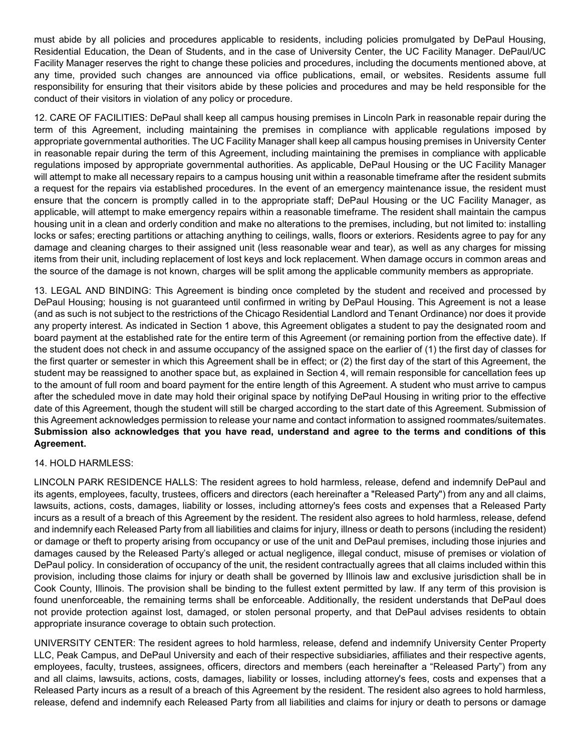must abide by all policies and procedures applicable to residents, including policies promulgated by DePaul Housing, Residential Education, the Dean of Students, and in the case of University Center, the UC Facility Manager. DePaul/UC Facility Manager reserves the right to change these policies and procedures, including the documents mentioned above, at any time, provided such changes are announced via office publications, email, or websites. Residents assume full responsibility for ensuring that their visitors abide by these policies and procedures and may be held responsible for the conduct of their visitors in violation of any policy or procedure.

12. CARE OF FACILITIES: DePaul shall keep all campus housing premises in Lincoln Park in reasonable repair during the term of this Agreement, including maintaining the premises in compliance with applicable regulations imposed by appropriate governmental authorities. The UC Facility Manager shall keep all campus housing premises in University Center in reasonable repair during the term of this Agreement, including maintaining the premises in compliance with applicable regulations imposed by appropriate governmental authorities. As applicable, DePaul Housing or the UC Facility Manager will attempt to make all necessary repairs to a campus housing unit within a reasonable timeframe after the resident submits a request for the repairs via established procedures. In the event of an emergency maintenance issue, the resident must ensure that the concern is promptly called in to the appropriate staff; DePaul Housing or the UC Facility Manager, as applicable, will attempt to make emergency repairs within a reasonable timeframe. The resident shall maintain the campus housing unit in a clean and orderly condition and make no alterations to the premises, including, but not limited to: installing locks or safes; erecting partitions or attaching anything to ceilings, walls, floors or exteriors. Residents agree to pay for any damage and cleaning charges to their assigned unit (less reasonable wear and tear), as well as any charges for missing items from their unit, including replacement of lost keys and lock replacement. When damage occurs in common areas and the source of the damage is not known, charges will be split among the applicable community members as appropriate.

13. LEGAL AND BINDING: This Agreement is binding once completed by the student and received and processed by DePaul Housing; housing is not guaranteed until confirmed in writing by DePaul Housing. This Agreement is not a lease (and as such is not subject to the restrictions of the Chicago Residential Landlord and Tenant Ordinance) nor does it provide any property interest. As indicated in Section 1 above, this Agreement obligates a student to pay the designated room and board payment at the established rate for the entire term of this Agreement (or remaining portion from the effective date). If the student does not check in and assume occupancy of the assigned space on the earlier of (1) the first day of classes for the first quarter or semester in which this Agreement shall be in effect; or (2) the first day of the start of this Agreement, the student may be reassigned to another space but, as explained in Section 4, will remain responsible for cancellation fees up to the amount of full room and board payment for the entire length of this Agreement. A student who must arrive to campus after the scheduled move in date may hold their original space by notifying DePaul Housing in writing prior to the effective date of this Agreement, though the student will still be charged according to the start date of this Agreement. Submission of this Agreement acknowledges permission to release your name and contact information to assigned roommates/suitemates. **Submission also acknowledges that you have read, understand and agree to the terms and conditions of this Agreement.**

14. HOLD HARMLESS:

LINCOLN PARK RESIDENCE HALLS: The resident agrees to hold harmless, release, defend and indemnify DePaul and its agents, employees, faculty, trustees, officers and directors (each hereinafter a "Released Party") from any and all claims, lawsuits, actions, costs, damages, liability or losses, including attorney's fees costs and expenses that a Released Party incurs as a result of a breach of this Agreement by the resident. The resident also agrees to hold harmless, release, defend and indemnify each Released Party from all liabilities and claims for injury, illness or death to persons (including the resident) or damage or theft to property arising from occupancy or use of the unit and DePaul premises, including those injuries and damages caused by the Released Party's alleged or actual negligence, illegal conduct, misuse of premises or violation of DePaul policy. In consideration of occupancy of the unit, the resident contractually agrees that all claims included within this provision, including those claims for injury or death shall be governed by Illinois law and exclusive jurisdiction shall be in Cook County, Illinois. The provision shall be binding to the fullest extent permitted by law. If any term of this provision is found unenforceable, the remaining terms shall be enforceable. Additionally, the resident understands that DePaul does not provide protection against lost, damaged, or stolen personal property, and that DePaul advises residents to obtain appropriate insurance coverage to obtain such protection.

UNIVERSITY CENTER: The resident agrees to hold harmless, release, defend and indemnify University Center Property LLC, Peak Campus, and DePaul University and each of their respective subsidiaries, affiliates and their respective agents, employees, faculty, trustees, assignees, officers, directors and members (each hereinafter a "Released Party") from any and all claims, lawsuits, actions, costs, damages, liability or losses, including attorney's fees, costs and expenses that a Released Party incurs as a result of a breach of this Agreement by the resident. The resident also agrees to hold harmless, release, defend and indemnify each Released Party from all liabilities and claims for injury or death to persons or damage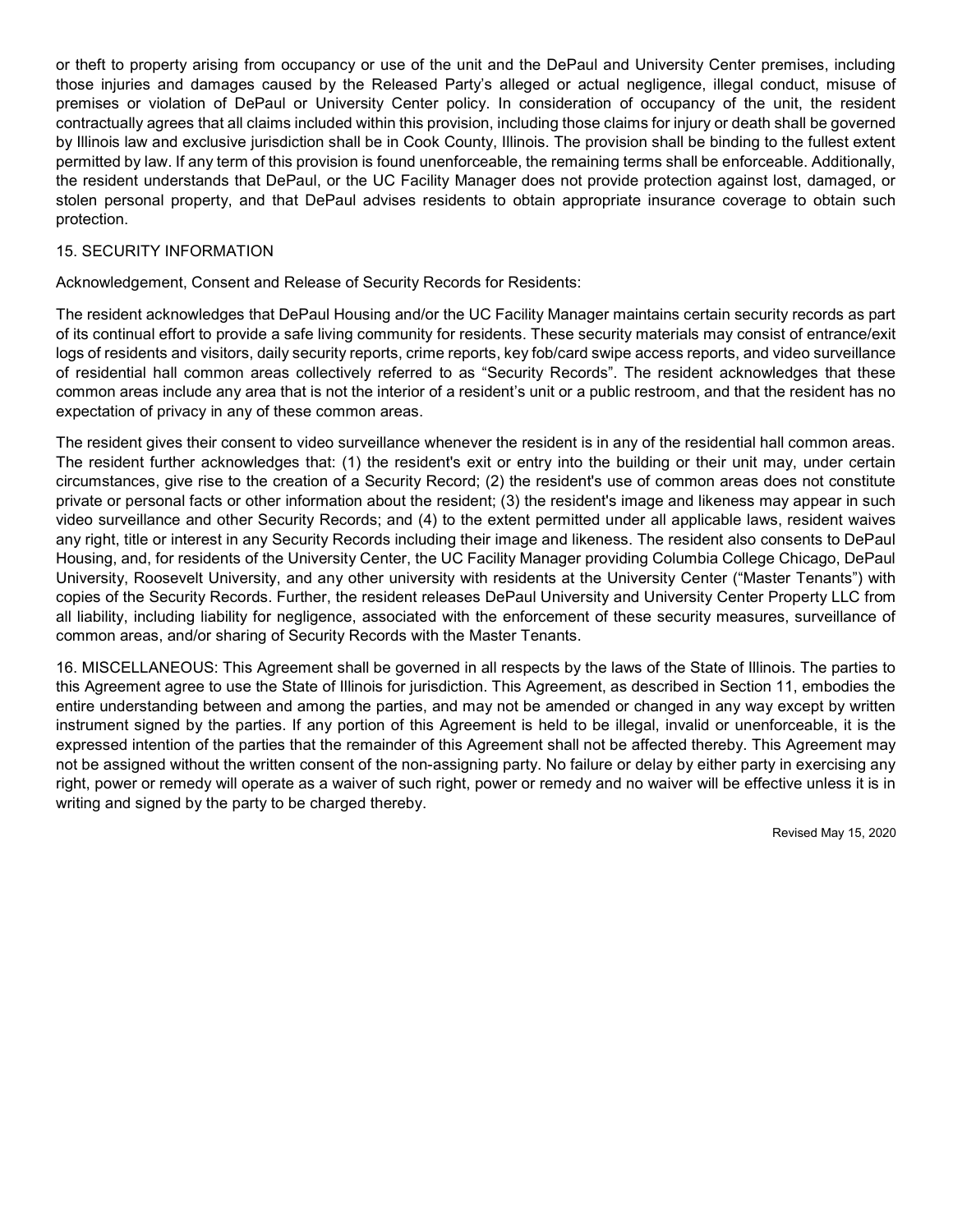or theft to property arising from occupancy or use of the unit and the DePaul and University Center premises, including those injuries and damages caused by the Released Party's alleged or actual negligence, illegal conduct, misuse of premises or violation of DePaul or University Center policy. In consideration of occupancy of the unit, the resident contractually agrees that all claims included within this provision, including those claims for injury or death shall be governed by Illinois law and exclusive jurisdiction shall be in Cook County, Illinois. The provision shall be binding to the fullest extent permitted by law. If any term of this provision is found unenforceable, the remaining terms shall be enforceable. Additionally, the resident understands that DePaul, or the UC Facility Manager does not provide protection against lost, damaged, or stolen personal property, and that DePaul advises residents to obtain appropriate insurance coverage to obtain such protection.

15. SECURITY INFORMATION

Acknowledgement, Consent and Release of Security Records for Residents:

The resident acknowledges that DePaul Housing and/or the UC Facility Manager maintains certain security records as part of its continual effort to provide a safe living community for residents. These security materials may consist of entrance/exit logs of residents and visitors, daily security reports, crime reports, key fob/card swipe access reports, and video surveillance of residential hall common areas collectively referred to as "Security Records". The resident acknowledges that these common areas include any area that is not the interior of a resident's unit or a public restroom, and that the resident has no expectation of privacy in any of these common areas.

The resident gives their consent to video surveillance whenever the resident is in any of the residential hall common areas. The resident further acknowledges that: (1) the resident's exit or entry into the building or their unit may, under certain circumstances, give rise to the creation of a Security Record; (2) the resident's use of common areas does not constitute private or personal facts or other information about the resident; (3) the resident's image and likeness may appear in such video surveillance and other Security Records; and (4) to the extent permitted under all applicable laws, resident waives any right, title or interest in any Security Records including their image and likeness. The resident also consents to DePaul Housing, and, for residents of the University Center, the UC Facility Manager providing Columbia College Chicago, DePaul University, Roosevelt University, and any other university with residents at the University Center ("Master Tenants") with copies of the Security Records. Further, the resident releases DePaul University and University Center Property LLC from all liability, including liability for negligence, associated with the enforcement of these security measures, surveillance of common areas, and/or sharing of Security Records with the Master Tenants.

16. MISCELLANEOUS: This Agreement shall be governed in all respects by the laws of the State of Illinois. The parties to this Agreement agree to use the State of Illinois for jurisdiction. This Agreement, as described in Section 11, embodies the entire understanding between and among the parties, and may not be amended or changed in any way except by written instrument signed by the parties. If any portion of this Agreement is held to be illegal, invalid or unenforceable, it is the expressed intention of the parties that the remainder of this Agreement shall not be affected thereby. This Agreement may not be assigned without the written consent of the non-assigning party. No failure or delay by either party in exercising any right, power or remedy will operate as a waiver of such right, power or remedy and no waiver will be effective unless it is in writing and signed by the party to be charged thereby.

Revised May 15, 2020